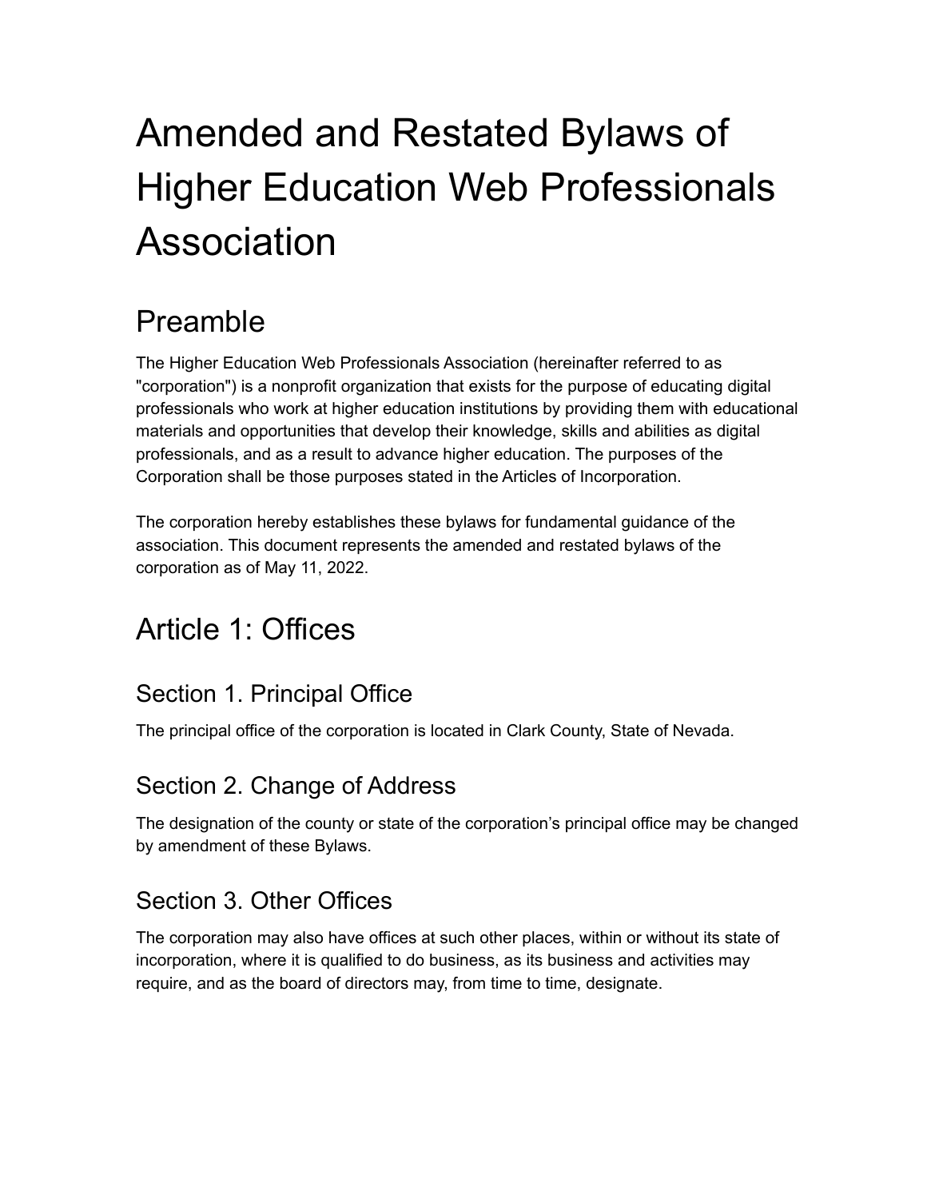# Amended and Restated Bylaws of Higher Education Web Professionals Association

## Preamble

The Higher Education Web Professionals Association (hereinafter referred to as "corporation") is a nonprofit organization that exists for the purpose of educating digital professionals who work at higher education institutions by providing them with educational materials and opportunities that develop their knowledge, skills and abilities as digital professionals, and as a result to advance higher education. The purposes of the Corporation shall be those purposes stated in the Articles of Incorporation.

The corporation hereby establishes these bylaws for fundamental guidance of the association. This document represents the amended and restated bylaws of the corporation as of May 11, 2022.

## Article 1: Offices

### Section 1. Principal Office

The principal office of the corporation is located in Clark County, State of Nevada.

### Section 2. Change of Address

The designation of the county or state of the corporation's principal office may be changed by amendment of these Bylaws.

### Section 3. Other Offices

The corporation may also have offices at such other places, within or without its state of incorporation, where it is qualified to do business, as its business and activities may require, and as the board of directors may, from time to time, designate.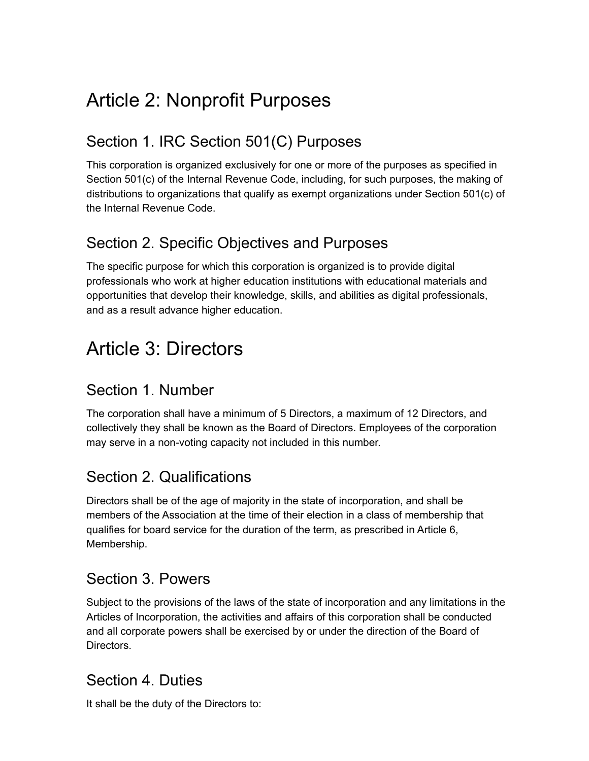# Article 2: Nonprofit Purposes

## Section 1. IRC Section 501(C) Purposes

This corporation is organized exclusively for one or more of the purposes as specified in Section 501(c) of the Internal Revenue Code, including, for such purposes, the making of distributions to organizations that qualify as exempt organizations under Section 501(c) of the Internal Revenue Code.

## Section 2. Specific Objectives and Purposes

The specific purpose for which this corporation is organized is to provide digital professionals who work at higher education institutions with educational materials and opportunities that develop their knowledge, skills, and abilities as digital professionals, and as a result advance higher education.

# Article 3: Directors

## Section 1. Number

The corporation shall have a minimum of 5 Directors, a maximum of 12 Directors, and collectively they shall be known as the Board of Directors. Employees of the corporation may serve in a non-voting capacity not included in this number.

## Section 2. Qualifications

Directors shall be of the age of majority in the state of incorporation, and shall be members of the Association at the time of their election in a class of membership that qualifies for board service for the duration of the term, as prescribed in Article 6, Membership.

## Section 3. Powers

Subject to the provisions of the laws of the state of incorporation and any limitations in the Articles of Incorporation, the activities and affairs of this corporation shall be conducted and all corporate powers shall be exercised by or under the direction of the Board of Directors.

## Section 4. Duties

It shall be the duty of the Directors to: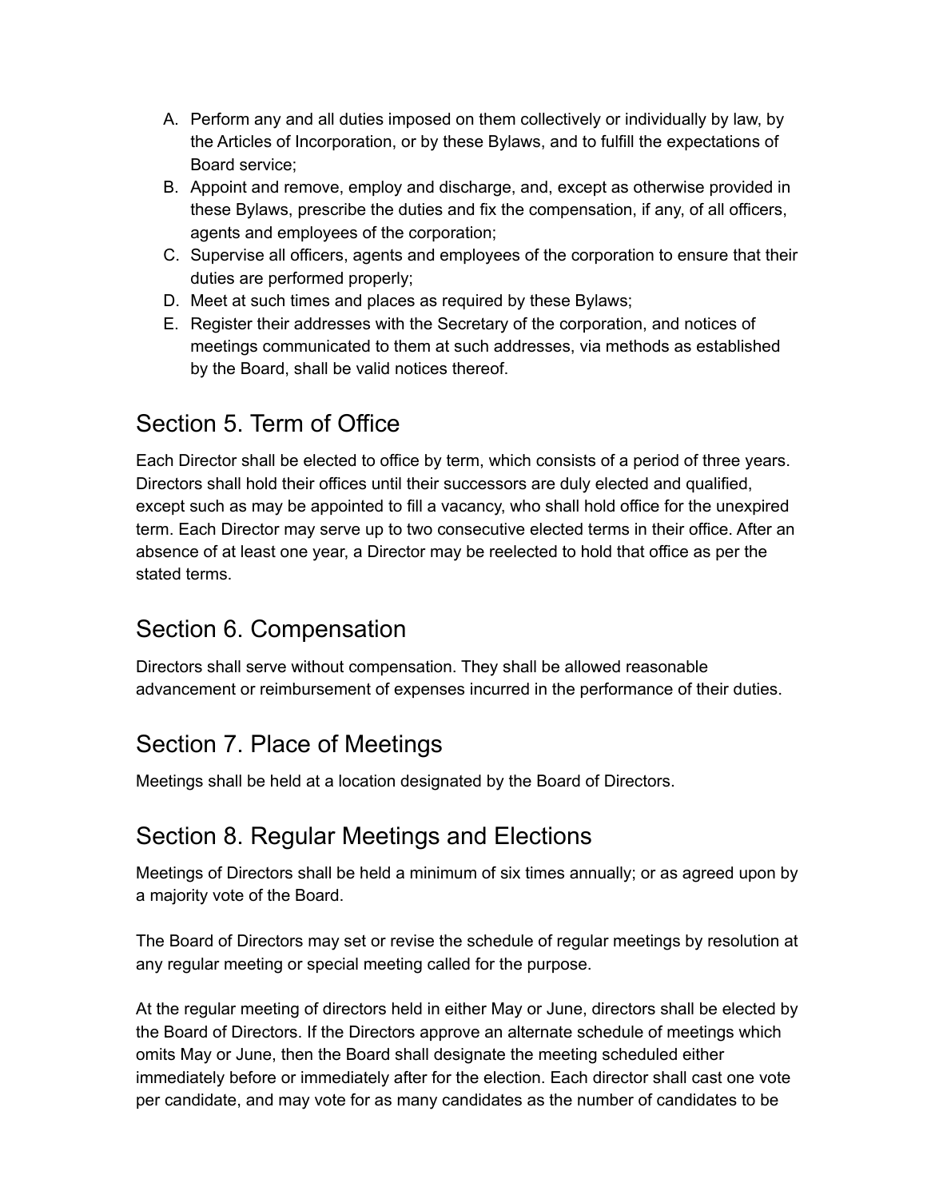A. Perform any and all duties imposed on them collectively or individually by law, by the Articles of Incorporation, or by these Bylaws, and to fulfill the expectations of Board service;
B. Appoint and remove, employ and discharge, and, except as otherwise provided in these Bylaws, prescribe the duties and fix the compensation, if any, of all officers, agents and employees of the corporation;
C. Supervise all officers, agents and employees of the corporation to ensure that their duties are performed properly;
D. Meet at such times and places as required by these Bylaws;
E. Register their addresses with the Secretary of the corporation, and notices of meetings communicated to them at such addresses, via methods as established by the Board, shall be valid notices thereof.

## Section 5. Term of Office

Each Director shall be elected to office by term, which consists of a period of three years. Directors shall hold their offices until their successors are duly elected and qualified, except such as may be appointed to fill a vacancy, who shall hold office for the unexpired term. Each Director may serve up to two consecutive elected terms in their office. After an absence of at least one year, a Director may be reelected to hold that office as per the stated terms.

## Section 6. Compensation

Directors shall serve without compensation. They shall be allowed reasonable advancement or reimbursement of expenses incurred in the performance of their duties.

## Section 7. Place of Meetings

Meetings shall be held at a location designated by the Board of Directors.

## Section 8. Regular Meetings and Elections

Meetings of Directors shall be held a minimum of six times annually; or as agreed upon by a majority vote of the Board.

The Board of Directors may set or revise the schedule of regular meetings by resolution at any regular meeting or special meeting called for the purpose.

At the regular meeting of directors held in either May or June, directors shall be elected by the Board of Directors. If the Directors approve an alternate schedule of meetings which omits May or June, then the Board shall designate the meeting scheduled either immediately before or immediately after for the election. Each director shall cast one vote per candidate, and may vote for as many candidates as the number of candidates to be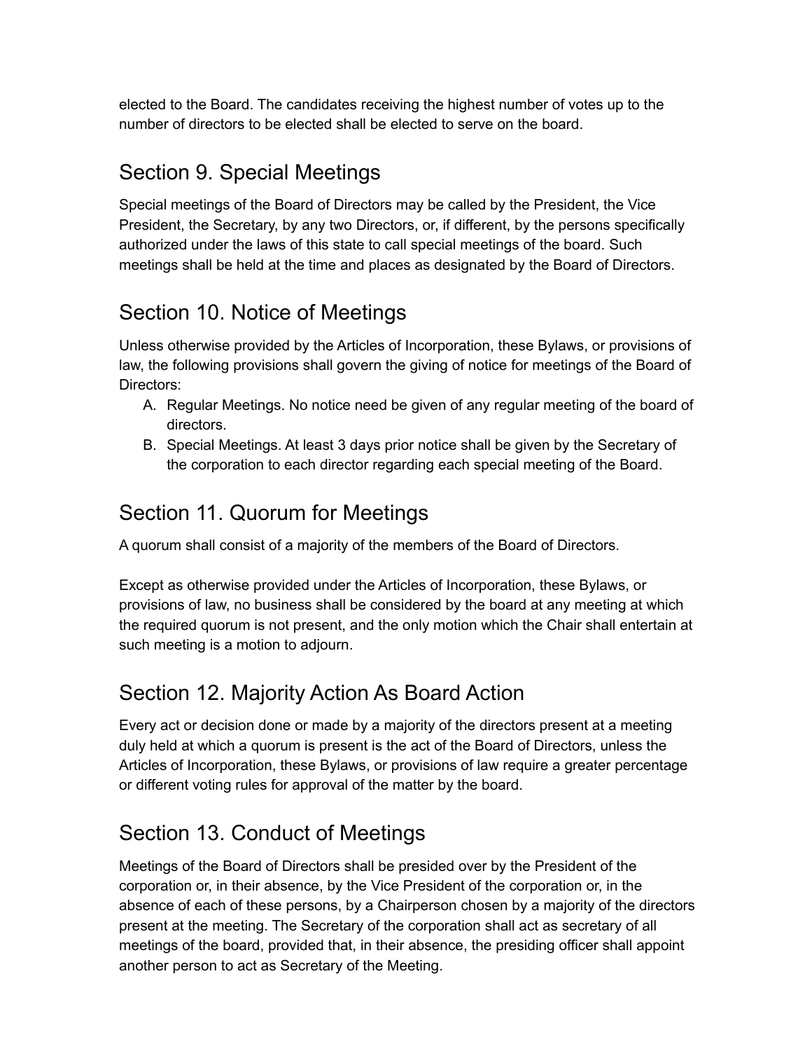elected to the Board. The candidates receiving the highest number of votes up to the number of directors to be elected shall be elected to serve on the board.

## Section 9. Special Meetings

Special meetings of the Board of Directors may be called by the President, the Vice President, the Secretary, by any two Directors, or, if different, by the persons specifically authorized under the laws of this state to call special meetings of the board. Such meetings shall be held at the time and places as designated by the Board of Directors.

## Section 10. Notice of Meetings

Unless otherwise provided by the Articles of Incorporation, these Bylaws, or provisions of law, the following provisions shall govern the giving of notice for meetings of the Board of Directors:

A. Regular Meetings. No notice need be given of any regular meeting of the board of directors.
B. Special Meetings. At least 3 days prior notice shall be given by the Secretary of the corporation to each director regarding each special meeting of the Board.

## Section 11. Quorum for Meetings

A quorum shall consist of a majority of the members of the Board of Directors.

Except as otherwise provided under the Articles of Incorporation, these Bylaws, or provisions of law, no business shall be considered by the board at any meeting at which the required quorum is not present, and the only motion which the Chair shall entertain at such meeting is a motion to adjourn.

## Section 12. Majority Action As Board Action

Every act or decision done or made by a majority of the directors present at a meeting duly held at which a quorum is present is the act of the Board of Directors, unless the Articles of Incorporation, these Bylaws, or provisions of law require a greater percentage or different voting rules for approval of the matter by the board.

## Section 13. Conduct of Meetings

Meetings of the Board of Directors shall be presided over by the President of the corporation or, in their absence, by the Vice President of the corporation or, in the absence of each of these persons, by a Chairperson chosen by a majority of the directors present at the meeting. The Secretary of the corporation shall act as secretary of all meetings of the board, provided that, in their absence, the presiding officer shall appoint another person to act as Secretary of the Meeting.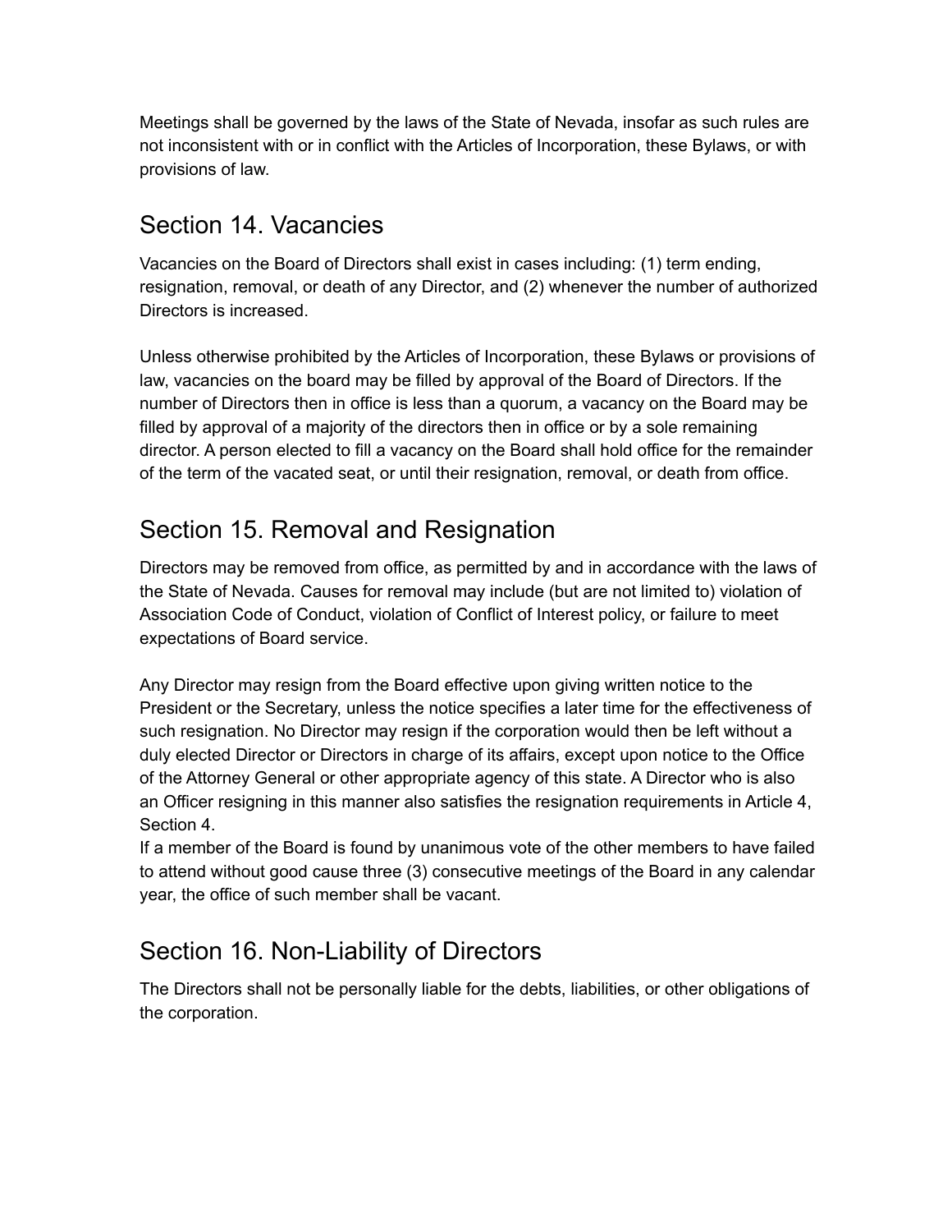Meetings shall be governed by the laws of the State of Nevada, insofar as such rules are not inconsistent with or in conflict with the Articles of Incorporation, these Bylaws, or with provisions of law.

## Section 14. Vacancies

Vacancies on the Board of Directors shall exist in cases including: (1) term ending, resignation, removal, or death of any Director, and (2) whenever the number of authorized Directors is increased.

Unless otherwise prohibited by the Articles of Incorporation, these Bylaws or provisions of law, vacancies on the board may be filled by approval of the Board of Directors. If the number of Directors then in office is less than a quorum, a vacancy on the Board may be filled by approval of a majority of the directors then in office or by a sole remaining director. A person elected to fill a vacancy on the Board shall hold office for the remainder of the term of the vacated seat, or until their resignation, removal, or death from office.

## Section 15. Removal and Resignation

Directors may be removed from office, as permitted by and in accordance with the laws of the State of Nevada. Causes for removal may include (but are not limited to) violation of Association Code of Conduct, violation of Conflict of Interest policy, or failure to meet expectations of Board service.

Any Director may resign from the Board effective upon giving written notice to the President or the Secretary, unless the notice specifies a later time for the effectiveness of such resignation. No Director may resign if the corporation would then be left without a duly elected Director or Directors in charge of its affairs, except upon notice to the Office of the Attorney General or other appropriate agency of this state. A Director who is also an Officer resigning in this manner also satisfies the resignation requirements in Article 4, Section 4.
If a member of the Board is found by unanimous vote of the other members to have failed to attend without good cause three (3) consecutive meetings of the Board in any calendar year, the office of such member shall be vacant.

## Section 16. Non-Liability of Directors

The Directors shall not be personally liable for the debts, liabilities, or other obligations of the corporation.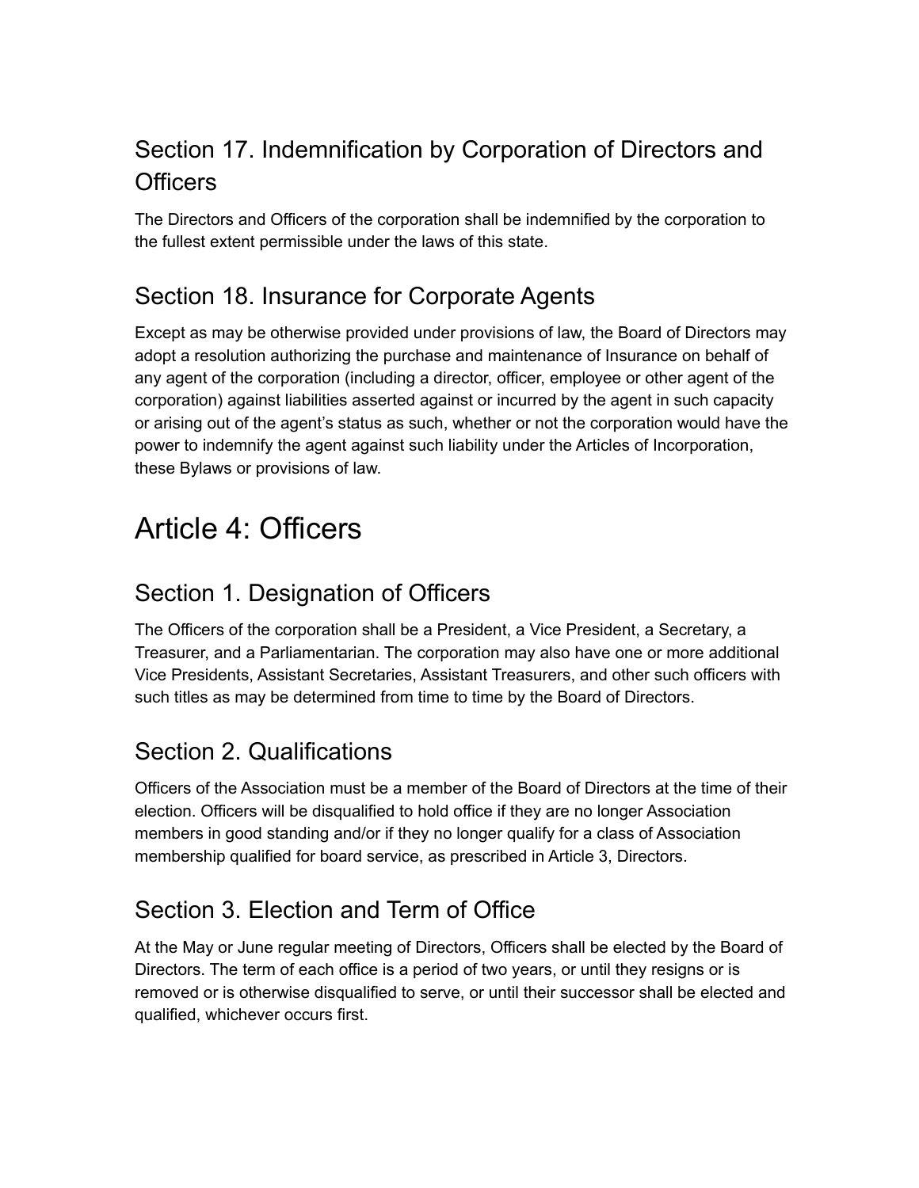## Section 17. Indemnification by Corporation of Directors and Officers

The Directors and Officers of the corporation shall be indemnified by the corporation to the fullest extent permissible under the laws of this state.

## Section 18. Insurance for Corporate Agents

Except as may be otherwise provided under provisions of law, the Board of Directors may adopt a resolution authorizing the purchase and maintenance of Insurance on behalf of any agent of the corporation (including a director, officer, employee or other agent of the corporation) against liabilities asserted against or incurred by the agent in such capacity or arising out of the agent's status as such, whether or not the corporation would have the power to indemnify the agent against such liability under the Articles of Incorporation, these Bylaws or provisions of law.

# Article 4: Officers

## Section 1. Designation of Officers

The Officers of the corporation shall be a President, a Vice President, a Secretary, a Treasurer, and a Parliamentarian. The corporation may also have one or more additional Vice Presidents, Assistant Secretaries, Assistant Treasurers, and other such officers with such titles as may be determined from time to time by the Board of Directors.

## Section 2. Qualifications

Officers of the Association must be a member of the Board of Directors at the time of their election. Officers will be disqualified to hold office if they are no longer Association members in good standing and/or if they no longer qualify for a class of Association membership qualified for board service, as prescribed in Article 3, Directors.

## Section 3. Election and Term of Office

At the May or June regular meeting of Directors, Officers shall be elected by the Board of Directors. The term of each office is a period of two years, or until they resigns or is removed or is otherwise disqualified to serve, or until their successor shall be elected and qualified, whichever occurs first.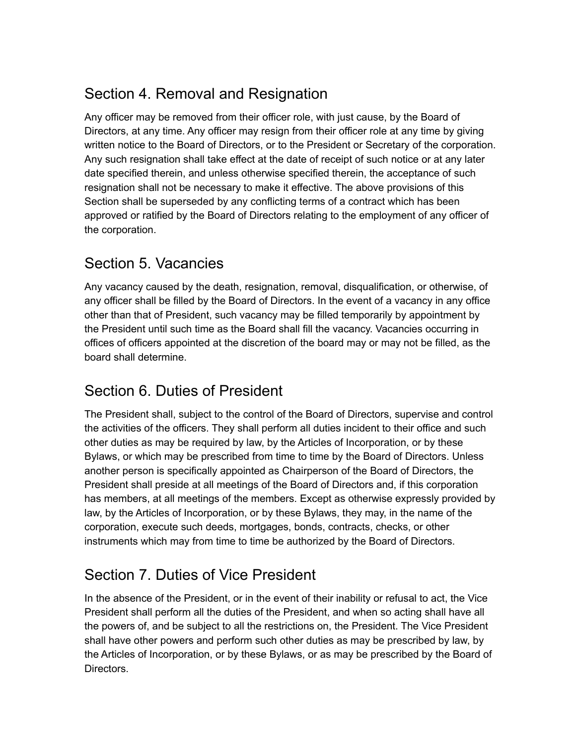## Section 4. Removal and Resignation

Any officer may be removed from their officer role, with just cause, by the Board of Directors, at any time. Any officer may resign from their officer role at any time by giving written notice to the Board of Directors, or to the President or Secretary of the corporation. Any such resignation shall take effect at the date of receipt of such notice or at any later date specified therein, and unless otherwise specified therein, the acceptance of such resignation shall not be necessary to make it effective. The above provisions of this Section shall be superseded by any conflicting terms of a contract which has been approved or ratified by the Board of Directors relating to the employment of any officer of the corporation.

## Section 5. Vacancies

Any vacancy caused by the death, resignation, removal, disqualification, or otherwise, of any officer shall be filled by the Board of Directors. In the event of a vacancy in any office other than that of President, such vacancy may be filled temporarily by appointment by the President until such time as the Board shall fill the vacancy. Vacancies occurring in offices of officers appointed at the discretion of the board may or may not be filled, as the board shall determine.

## Section 6. Duties of President

The President shall, subject to the control of the Board of Directors, supervise and control the activities of the officers. They shall perform all duties incident to their office and such other duties as may be required by law, by the Articles of Incorporation, or by these Bylaws, or which may be prescribed from time to time by the Board of Directors. Unless another person is specifically appointed as Chairperson of the Board of Directors, the President shall preside at all meetings of the Board of Directors and, if this corporation has members, at all meetings of the members. Except as otherwise expressly provided by law, by the Articles of Incorporation, or by these Bylaws, they may, in the name of the corporation, execute such deeds, mortgages, bonds, contracts, checks, or other instruments which may from time to time be authorized by the Board of Directors.

## Section 7. Duties of Vice President

In the absence of the President, or in the event of their inability or refusal to act, the Vice President shall perform all the duties of the President, and when so acting shall have all the powers of, and be subject to all the restrictions on, the President. The Vice President shall have other powers and perform such other duties as may be prescribed by law, by the Articles of Incorporation, or by these Bylaws, or as may be prescribed by the Board of Directors.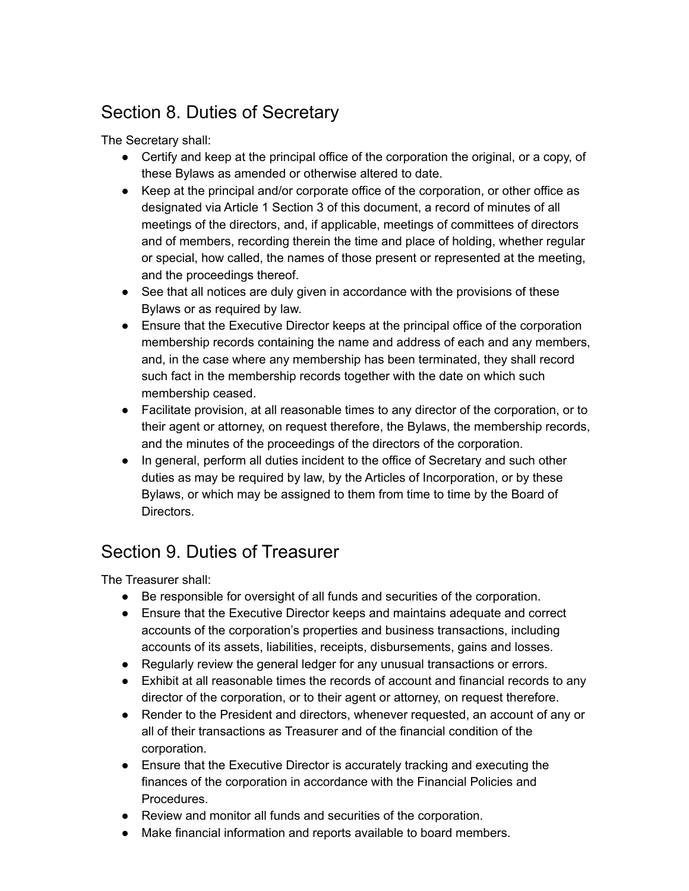## Section 8. Duties of Secretary

The Secretary shall:

- Certify and keep at the principal office of the corporation the original, or a copy, of these Bylaws as amended or otherwise altered to date.
- Keep at the principal and/or corporate office of the corporation, or other office as designated via Article 1 Section 3 of this document, a record of minutes of all meetings of the directors, and, if applicable, meetings of committees of directors and of members, recording therein the time and place of holding, whether regular or special, how called, the names of those present or represented at the meeting, and the proceedings thereof.
- See that all notices are duly given in accordance with the provisions of these Bylaws or as required by law.
- Ensure that the Executive Director keeps at the principal office of the corporation membership records containing the name and address of each and any members, and, in the case where any membership has been terminated, they shall record such fact in the membership records together with the date on which such membership ceased.
- Facilitate provision, at all reasonable times to any director of the corporation, or to their agent or attorney, on request therefore, the Bylaws, the membership records, and the minutes of the proceedings of the directors of the corporation.
- In general, perform all duties incident to the office of Secretary and such other duties as may be required by law, by the Articles of Incorporation, or by these Bylaws, or which may be assigned to them from time to time by the Board of Directors.

## Section 9. Duties of Treasurer

The Treasurer shall:

- Be responsible for oversight of all funds and securities of the corporation.
- Ensure that the Executive Director keeps and maintains adequate and correct accounts of the corporation's properties and business transactions, including accounts of its assets, liabilities, receipts, disbursements, gains and losses.
- Regularly review the general ledger for any unusual transactions or errors.
- Exhibit at all reasonable times the records of account and financial records to any director of the corporation, or to their agent or attorney, on request therefore.
- Render to the President and directors, whenever requested, an account of any or all of their transactions as Treasurer and of the financial condition of the corporation.
- Ensure that the Executive Director is accurately tracking and executing the finances of the corporation in accordance with the Financial Policies and Procedures.
- Review and monitor all funds and securities of the corporation.
- Make financial information and reports available to board members.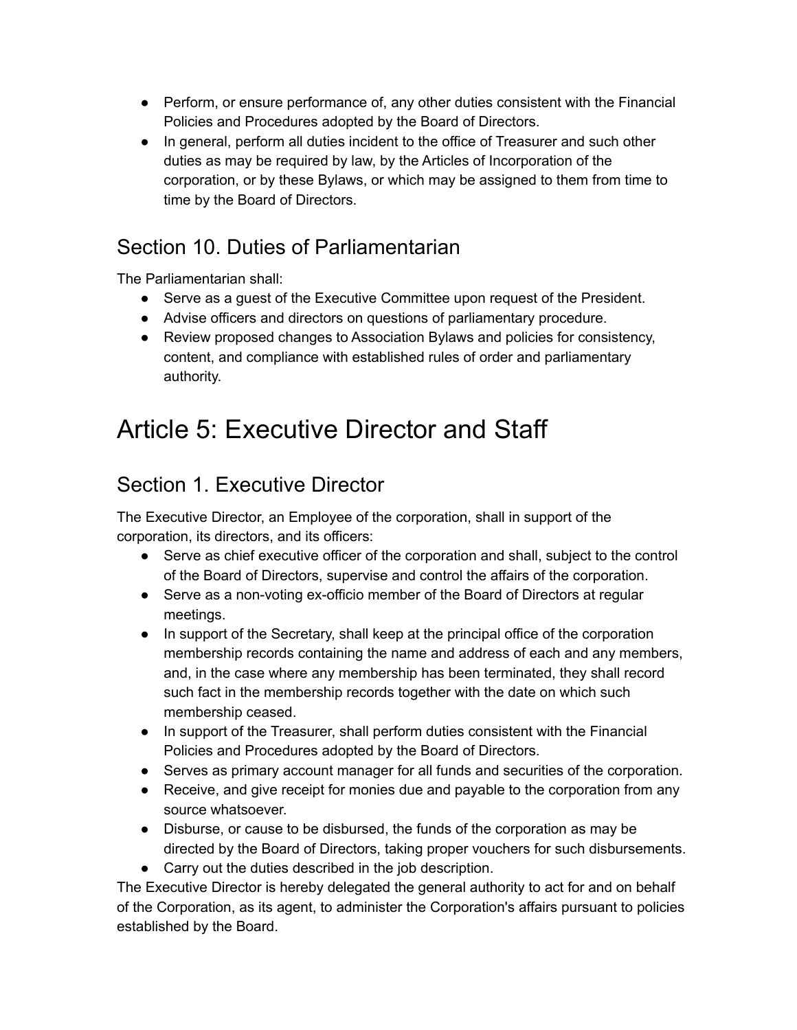- Perform, or ensure performance of, any other duties consistent with the Financial Policies and Procedures adopted by the Board of Directors.
- In general, perform all duties incident to the office of Treasurer and such other duties as may be required by law, by the Articles of Incorporation of the corporation, or by these Bylaws, or which may be assigned to them from time to time by the Board of Directors.

## Section 10. Duties of Parliamentarian

The Parliamentarian shall:

- Serve as a guest of the Executive Committee upon request of the President.
- Advise officers and directors on questions of parliamentary procedure.
- Review proposed changes to Association Bylaws and policies for consistency, content, and compliance with established rules of order and parliamentary authority.

# Article 5: Executive Director and Staff

## Section 1. Executive Director

The Executive Director, an Employee of the corporation, shall in support of the corporation, its directors, and its officers:

- Serve as chief executive officer of the corporation and shall, subject to the control of the Board of Directors, supervise and control the affairs of the corporation.
- Serve as a non-voting ex-officio member of the Board of Directors at regular meetings.
- In support of the Secretary, shall keep at the principal office of the corporation membership records containing the name and address of each and any members, and, in the case where any membership has been terminated, they shall record such fact in the membership records together with the date on which such membership ceased.
- In support of the Treasurer, shall perform duties consistent with the Financial Policies and Procedures adopted by the Board of Directors.
- Serves as primary account manager for all funds and securities of the corporation.
- Receive, and give receipt for monies due and payable to the corporation from any source whatsoever.
- Disburse, or cause to be disbursed, the funds of the corporation as may be directed by the Board of Directors, taking proper vouchers for such disbursements.
- Carry out the duties described in the job description.

The Executive Director is hereby delegated the general authority to act for and on behalf of the Corporation, as its agent, to administer the Corporation's affairs pursuant to policies established by the Board.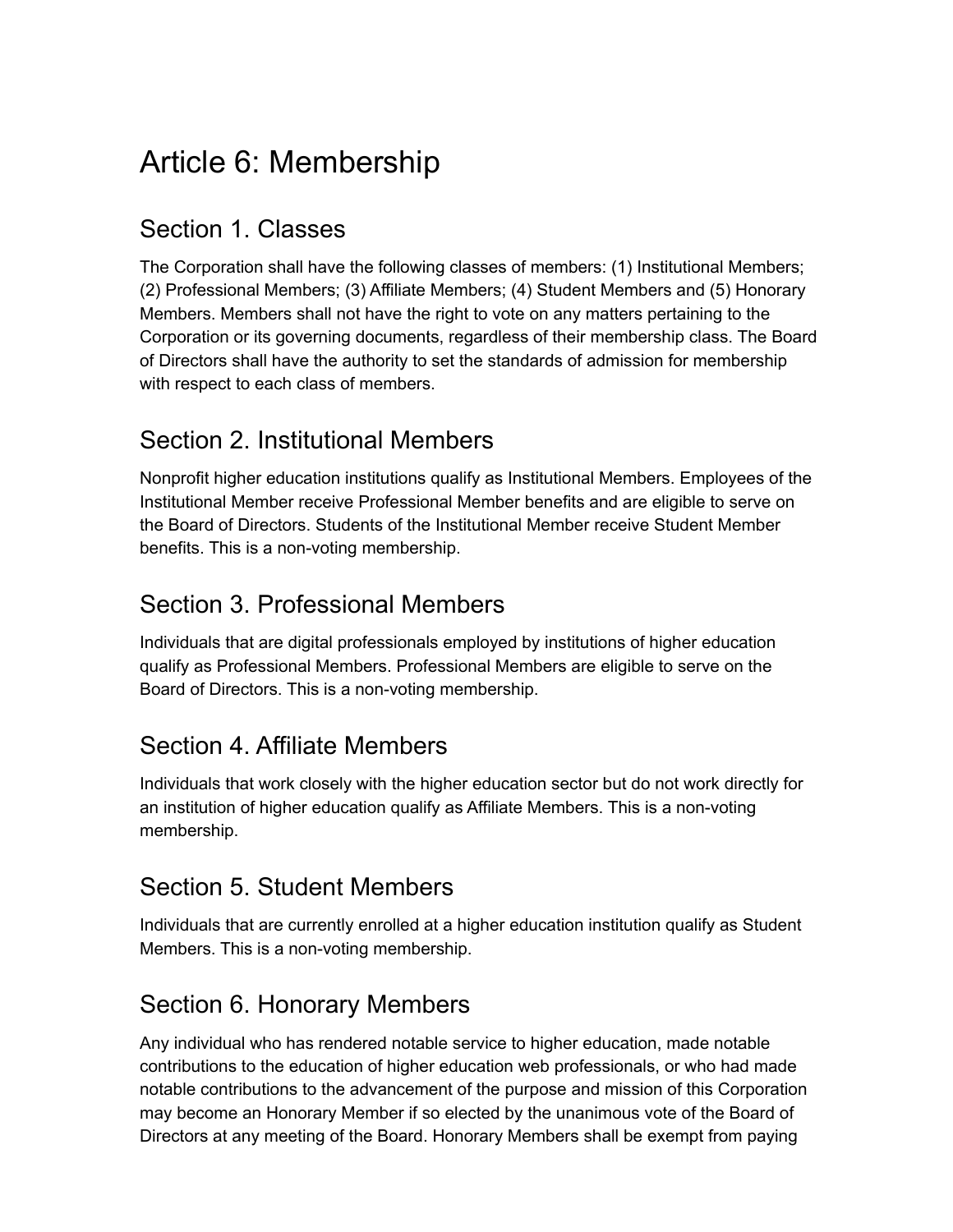# Article 6: Membership

## Section 1. Classes

The Corporation shall have the following classes of members: (1) Institutional Members; (2) Professional Members; (3) Affiliate Members; (4) Student Members and (5) Honorary Members. Members shall not have the right to vote on any matters pertaining to the Corporation or its governing documents, regardless of their membership class. The Board of Directors shall have the authority to set the standards of admission for membership with respect to each class of members.

## Section 2. Institutional Members

Nonprofit higher education institutions qualify as Institutional Members. Employees of the Institutional Member receive Professional Member benefits and are eligible to serve on the Board of Directors. Students of the Institutional Member receive Student Member benefits. This is a non-voting membership.

## Section 3. Professional Members

Individuals that are digital professionals employed by institutions of higher education qualify as Professional Members. Professional Members are eligible to serve on the Board of Directors. This is a non-voting membership.

## Section 4. Affiliate Members

Individuals that work closely with the higher education sector but do not work directly for an institution of higher education qualify as Affiliate Members. This is a non-voting membership.

## Section 5. Student Members

Individuals that are currently enrolled at a higher education institution qualify as Student Members. This is a non-voting membership.

## Section 6. Honorary Members

Any individual who has rendered notable service to higher education, made notable contributions to the education of higher education web professionals, or who had made notable contributions to the advancement of the purpose and mission of this Corporation may become an Honorary Member if so elected by the unanimous vote of the Board of Directors at any meeting of the Board. Honorary Members shall be exempt from paying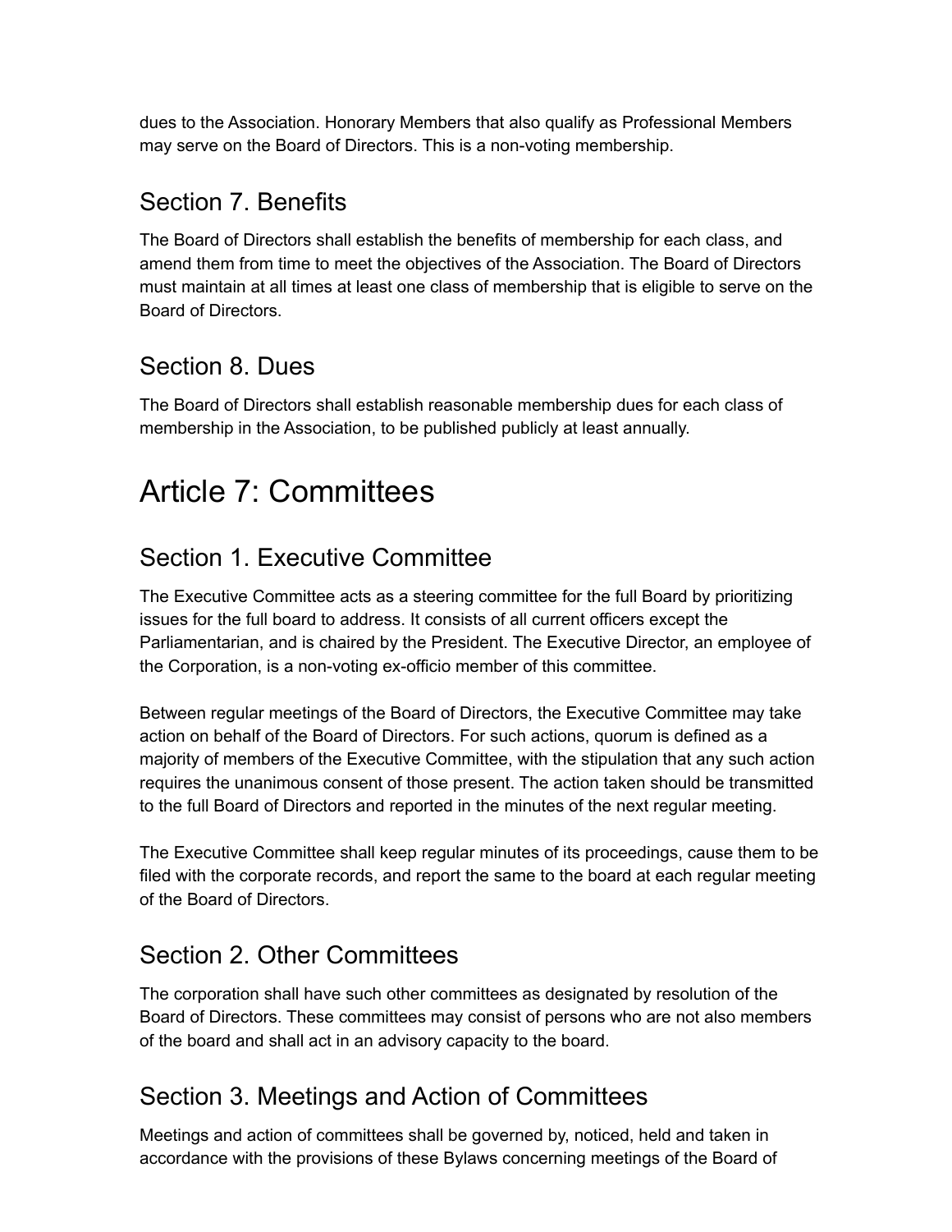dues to the Association. Honorary Members that also qualify as Professional Members may serve on the Board of Directors. This is a non-voting membership.

## Section 7. Benefits

The Board of Directors shall establish the benefits of membership for each class, and amend them from time to meet the objectives of the Association. The Board of Directors must maintain at all times at least one class of membership that is eligible to serve on the Board of Directors.

## Section 8. Dues

The Board of Directors shall establish reasonable membership dues for each class of membership in the Association, to be published publicly at least annually.

# Article 7: Committees

## Section 1. Executive Committee

The Executive Committee acts as a steering committee for the full Board by prioritizing issues for the full board to address. It consists of all current officers except the Parliamentarian, and is chaired by the President. The Executive Director, an employee of the Corporation, is a non-voting ex-officio member of this committee.

Between regular meetings of the Board of Directors, the Executive Committee may take action on behalf of the Board of Directors. For such actions, quorum is defined as a majority of members of the Executive Committee, with the stipulation that any such action requires the unanimous consent of those present. The action taken should be transmitted to the full Board of Directors and reported in the minutes of the next regular meeting.

The Executive Committee shall keep regular minutes of its proceedings, cause them to be filed with the corporate records, and report the same to the board at each regular meeting of the Board of Directors.

## Section 2. Other Committees

The corporation shall have such other committees as designated by resolution of the Board of Directors. These committees may consist of persons who are not also members of the board and shall act in an advisory capacity to the board.

## Section 3. Meetings and Action of Committees

Meetings and action of committees shall be governed by, noticed, held and taken in accordance with the provisions of these Bylaws concerning meetings of the Board of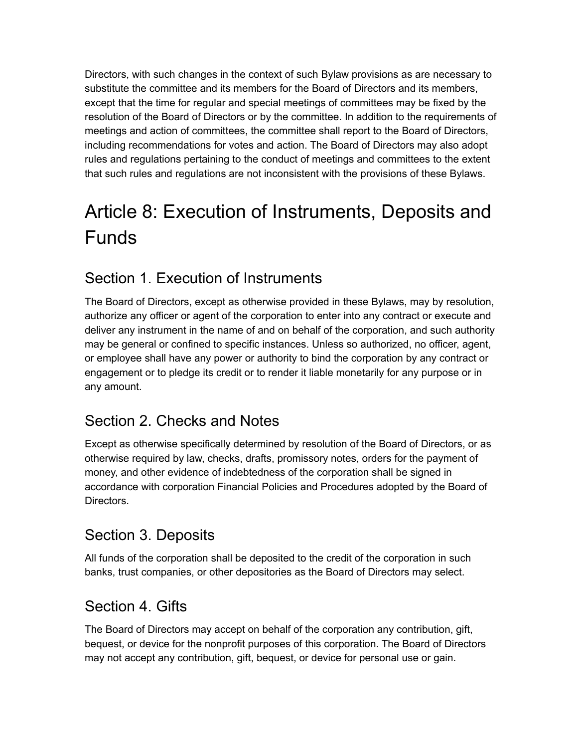Directors, with such changes in the context of such Bylaw provisions as are necessary to substitute the committee and its members for the Board of Directors and its members, except that the time for regular and special meetings of committees may be fixed by the resolution of the Board of Directors or by the committee. In addition to the requirements of meetings and action of committees, the committee shall report to the Board of Directors, including recommendations for votes and action. The Board of Directors may also adopt rules and regulations pertaining to the conduct of meetings and committees to the extent that such rules and regulations are not inconsistent with the provisions of these Bylaws.

# Article 8: Execution of Instruments, Deposits and Funds

## Section 1. Execution of Instruments

The Board of Directors, except as otherwise provided in these Bylaws, may by resolution, authorize any officer or agent of the corporation to enter into any contract or execute and deliver any instrument in the name of and on behalf of the corporation, and such authority may be general or confined to specific instances. Unless so authorized, no officer, agent, or employee shall have any power or authority to bind the corporation by any contract or engagement or to pledge its credit or to render it liable monetarily for any purpose or in any amount.

## Section 2. Checks and Notes

Except as otherwise specifically determined by resolution of the Board of Directors, or as otherwise required by law, checks, drafts, promissory notes, orders for the payment of money, and other evidence of indebtedness of the corporation shall be signed in accordance with corporation Financial Policies and Procedures adopted by the Board of Directors.

## Section 3. Deposits

All funds of the corporation shall be deposited to the credit of the corporation in such banks, trust companies, or other depositories as the Board of Directors may select.

## Section 4. Gifts

The Board of Directors may accept on behalf of the corporation any contribution, gift, bequest, or device for the nonprofit purposes of this corporation. The Board of Directors may not accept any contribution, gift, bequest, or device for personal use or gain.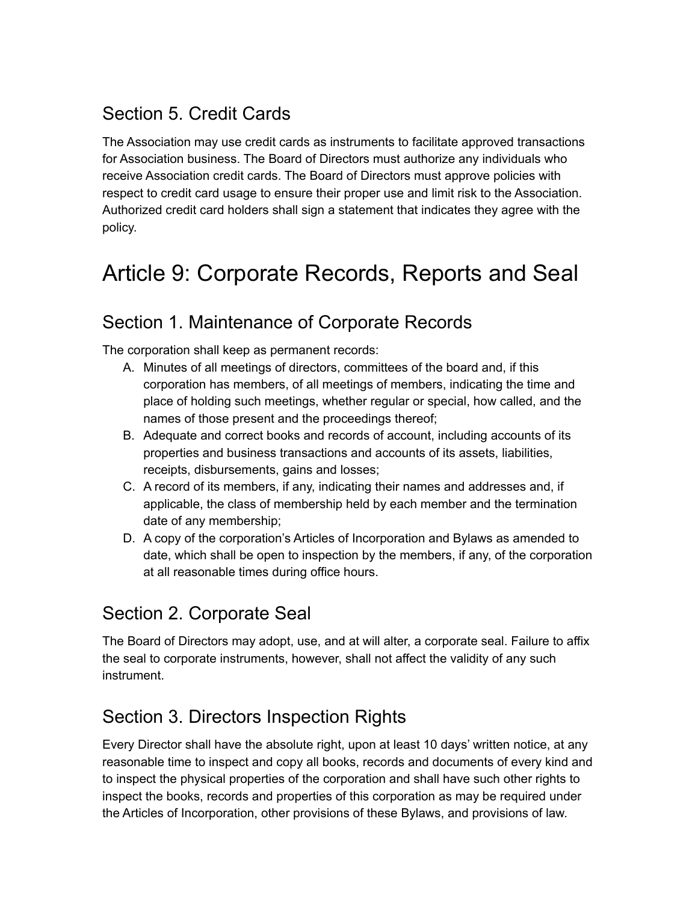## Section 5. Credit Cards

The Association may use credit cards as instruments to facilitate approved transactions for Association business. The Board of Directors must authorize any individuals who receive Association credit cards. The Board of Directors must approve policies with respect to credit card usage to ensure their proper use and limit risk to the Association. Authorized credit card holders shall sign a statement that indicates they agree with the policy.

# Article 9: Corporate Records, Reports and Seal

## Section 1. Maintenance of Corporate Records

The corporation shall keep as permanent records:

A. Minutes of all meetings of directors, committees of the board and, if this corporation has members, of all meetings of members, indicating the time and place of holding such meetings, whether regular or special, how called, and the names of those present and the proceedings thereof;
B. Adequate and correct books and records of account, including accounts of its properties and business transactions and accounts of its assets, liabilities, receipts, disbursements, gains and losses;
C. A record of its members, if any, indicating their names and addresses and, if applicable, the class of membership held by each member and the termination date of any membership;
D. A copy of the corporation's Articles of Incorporation and Bylaws as amended to date, which shall be open to inspection by the members, if any, of the corporation at all reasonable times during office hours.

## Section 2. Corporate Seal

The Board of Directors may adopt, use, and at will alter, a corporate seal. Failure to affix the seal to corporate instruments, however, shall not affect the validity of any such instrument.

## Section 3. Directors Inspection Rights

Every Director shall have the absolute right, upon at least 10 days' written notice, at any reasonable time to inspect and copy all books, records and documents of every kind and to inspect the physical properties of the corporation and shall have such other rights to inspect the books, records and properties of this corporation as may be required under the Articles of Incorporation, other provisions of these Bylaws, and provisions of law.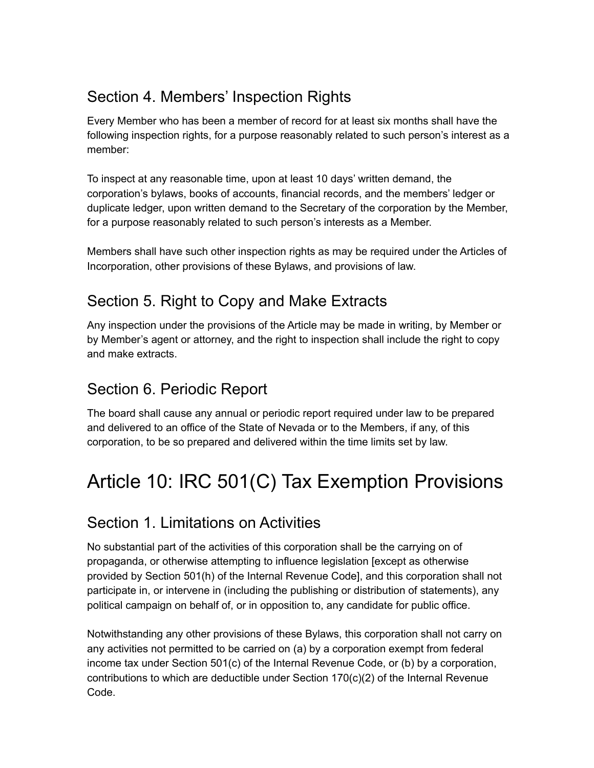## Section 4. Members' Inspection Rights

Every Member who has been a member of record for at least six months shall have the following inspection rights, for a purpose reasonably related to such person's interest as a member:

To inspect at any reasonable time, upon at least 10 days' written demand, the corporation's bylaws, books of accounts, financial records, and the members' ledger or duplicate ledger, upon written demand to the Secretary of the corporation by the Member, for a purpose reasonably related to such person's interests as a Member.

Members shall have such other inspection rights as may be required under the Articles of Incorporation, other provisions of these Bylaws, and provisions of law.

## Section 5. Right to Copy and Make Extracts

Any inspection under the provisions of the Article may be made in writing, by Member or by Member's agent or attorney, and the right to inspection shall include the right to copy and make extracts.

## Section 6. Periodic Report

The board shall cause any annual or periodic report required under law to be prepared and delivered to an office of the State of Nevada or to the Members, if any, of this corporation, to be so prepared and delivered within the time limits set by law.

# Article 10: IRC 501(C) Tax Exemption Provisions

## Section 1. Limitations on Activities

No substantial part of the activities of this corporation shall be the carrying on of propaganda, or otherwise attempting to influence legislation [except as otherwise provided by Section 501(h) of the Internal Revenue Code], and this corporation shall not participate in, or intervene in (including the publishing or distribution of statements), any political campaign on behalf of, or in opposition to, any candidate for public office.

Notwithstanding any other provisions of these Bylaws, this corporation shall not carry on any activities not permitted to be carried on (a) by a corporation exempt from federal income tax under Section 501(c) of the Internal Revenue Code, or (b) by a corporation, contributions to which are deductible under Section 170(c)(2) of the Internal Revenue Code.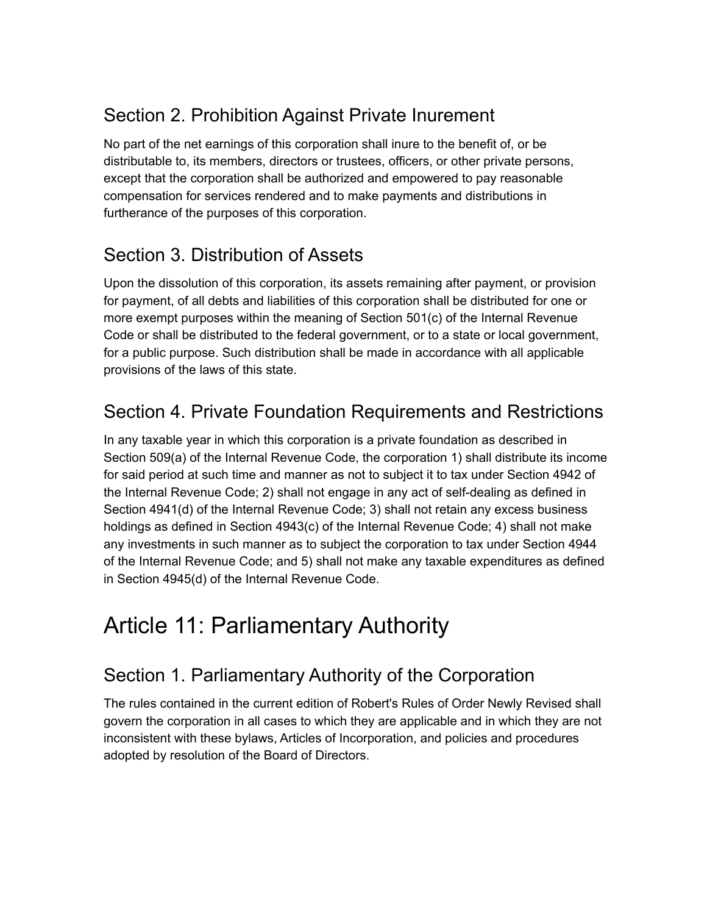## Section 2. Prohibition Against Private Inurement

No part of the net earnings of this corporation shall inure to the benefit of, or be distributable to, its members, directors or trustees, officers, or other private persons, except that the corporation shall be authorized and empowered to pay reasonable compensation for services rendered and to make payments and distributions in furtherance of the purposes of this corporation.

## Section 3. Distribution of Assets

Upon the dissolution of this corporation, its assets remaining after payment, or provision for payment, of all debts and liabilities of this corporation shall be distributed for one or more exempt purposes within the meaning of Section 501(c) of the Internal Revenue Code or shall be distributed to the federal government, or to a state or local government, for a public purpose. Such distribution shall be made in accordance with all applicable provisions of the laws of this state.

## Section 4. Private Foundation Requirements and Restrictions

In any taxable year in which this corporation is a private foundation as described in Section 509(a) of the Internal Revenue Code, the corporation 1) shall distribute its income for said period at such time and manner as not to subject it to tax under Section 4942 of the Internal Revenue Code; 2) shall not engage in any act of self-dealing as defined in Section 4941(d) of the Internal Revenue Code; 3) shall not retain any excess business holdings as defined in Section 4943(c) of the Internal Revenue Code; 4) shall not make any investments in such manner as to subject the corporation to tax under Section 4944 of the Internal Revenue Code; and 5) shall not make any taxable expenditures as defined in Section 4945(d) of the Internal Revenue Code.

# Article 11: Parliamentary Authority

## Section 1. Parliamentary Authority of the Corporation

The rules contained in the current edition of Robert's Rules of Order Newly Revised shall govern the corporation in all cases to which they are applicable and in which they are not inconsistent with these bylaws, Articles of Incorporation, and policies and procedures adopted by resolution of the Board of Directors.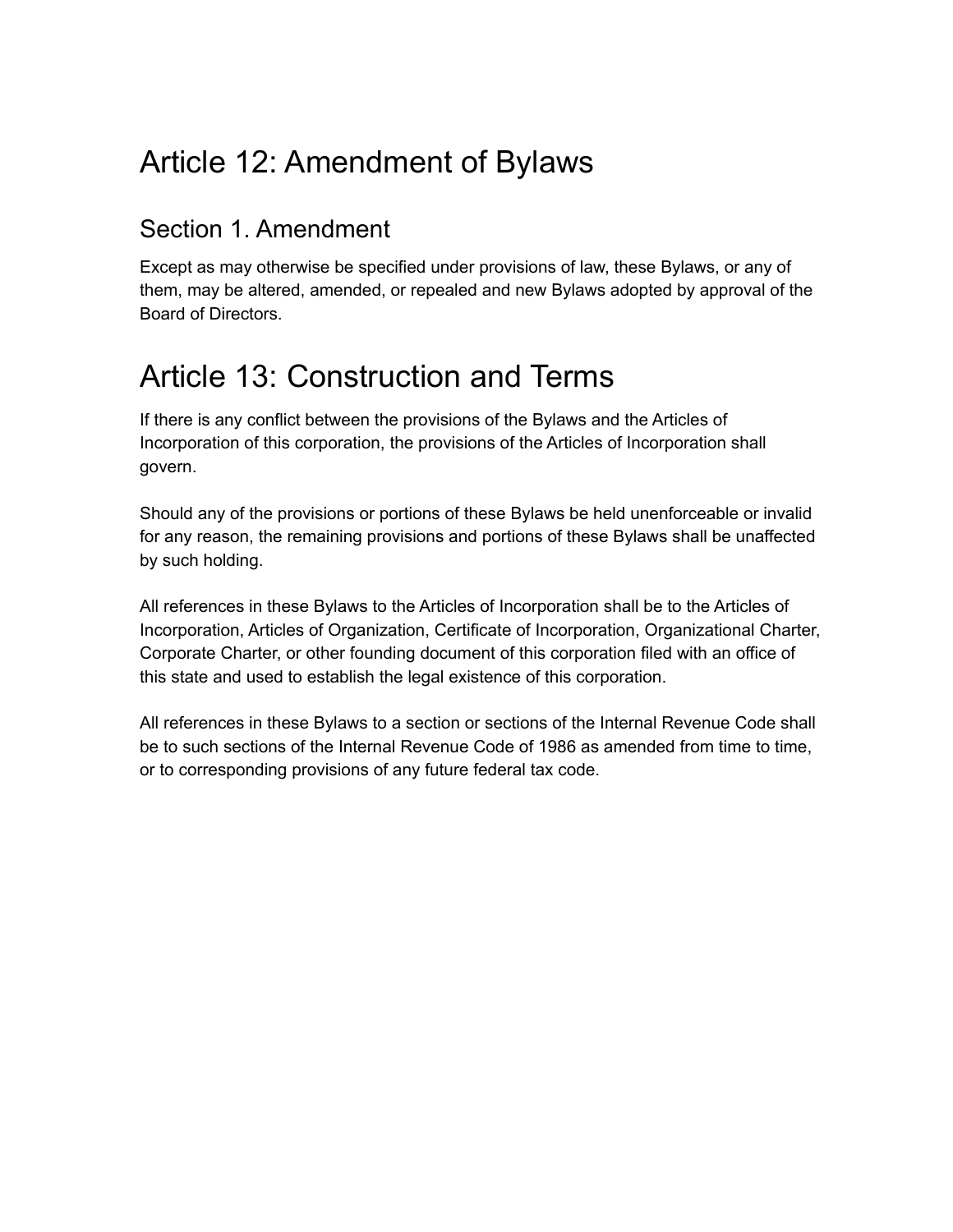# Article 12: Amendment of Bylaws

## Section 1. Amendment

Except as may otherwise be specified under provisions of law, these Bylaws, or any of them, may be altered, amended, or repealed and new Bylaws adopted by approval of the Board of Directors.

# Article 13: Construction and Terms

If there is any conflict between the provisions of the Bylaws and the Articles of Incorporation of this corporation, the provisions of the Articles of Incorporation shall govern.

Should any of the provisions or portions of these Bylaws be held unenforceable or invalid for any reason, the remaining provisions and portions of these Bylaws shall be unaffected by such holding.

All references in these Bylaws to the Articles of Incorporation shall be to the Articles of Incorporation, Articles of Organization, Certificate of Incorporation, Organizational Charter, Corporate Charter, or other founding document of this corporation filed with an office of this state and used to establish the legal existence of this corporation.

All references in these Bylaws to a section or sections of the Internal Revenue Code shall be to such sections of the Internal Revenue Code of 1986 as amended from time to time, or to corresponding provisions of any future federal tax code.